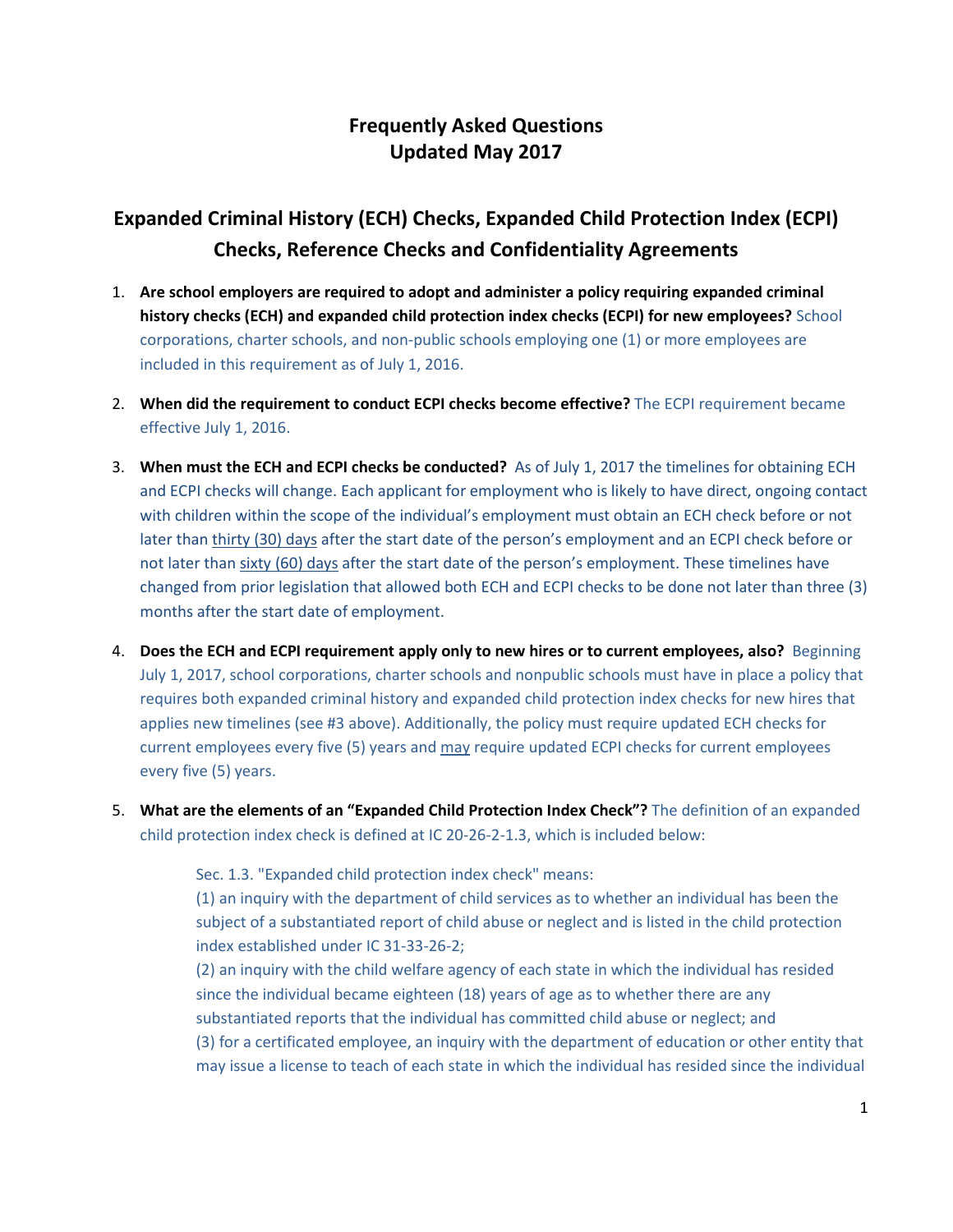# Frequently Asked Questions
# Updated May 2017

## Expanded Criminal History (ECH) Checks, Expanded Child Protection Index (ECPI) Checks, Reference Checks and Confidentiality Agreements

1. **Are school employers are required to adopt and administer a policy requiring expanded criminal history checks (ECH) and expanded child protection index checks (ECPI) for new employees?** School corporations, charter schools, and non-public schools employing one (1) or more employees are included in this requirement as of July 1, 2016.

2. **When did the requirement to conduct ECPI checks become effective?** The ECPI requirement became effective July 1, 2016.

3. **When must the ECH and ECPI checks be conducted?** As of July 1, 2017 the timelines for obtaining ECH and ECPI checks will change. Each applicant for employment who is likely to have direct, ongoing contact with children within the scope of the individual's employment must obtain an ECH check before or not later than <u>thirty (30) days</u> after the start date of the person's employment and an ECPI check before or not later than <u>sixty (60) days</u> after the start date of the person's employment. These timelines have changed from prior legislation that allowed both ECH and ECPI checks to be done not later than three (3) months after the start date of employment.

4. **Does the ECH and ECPI requirement apply only to new hires or to current employees, also?** Beginning July 1, 2017, school corporations, charter schools and nonpublic schools must have in place a policy that requires both expanded criminal history and expanded child protection index checks for new hires that applies new timelines (see #3 above). Additionally, the policy must require updated ECH checks for current employees every five (5) years and <u>may</u> require updated ECPI checks for current employees every five (5) years.

5. **What are the elements of an "Expanded Child Protection Index Check"?** The definition of an expanded child protection index check is defined at IC 20-26-2-1.3, which is included below:

   Sec. 1.3. "Expanded child protection index check" means:
   (1) an inquiry with the department of child services as to whether an individual has been the subject of a substantiated report of child abuse or neglect and is listed in the child protection index established under IC 31-33-26-2;
   (2) an inquiry with the child welfare agency of each state in which the individual has resided since the individual became eighteen (18) years of age as to whether there are any substantiated reports that the individual has committed child abuse or neglect; and
   (3) for a certificated employee, an inquiry with the department of education or other entity that may issue a license to teach of each state in which the individual has resided since the individual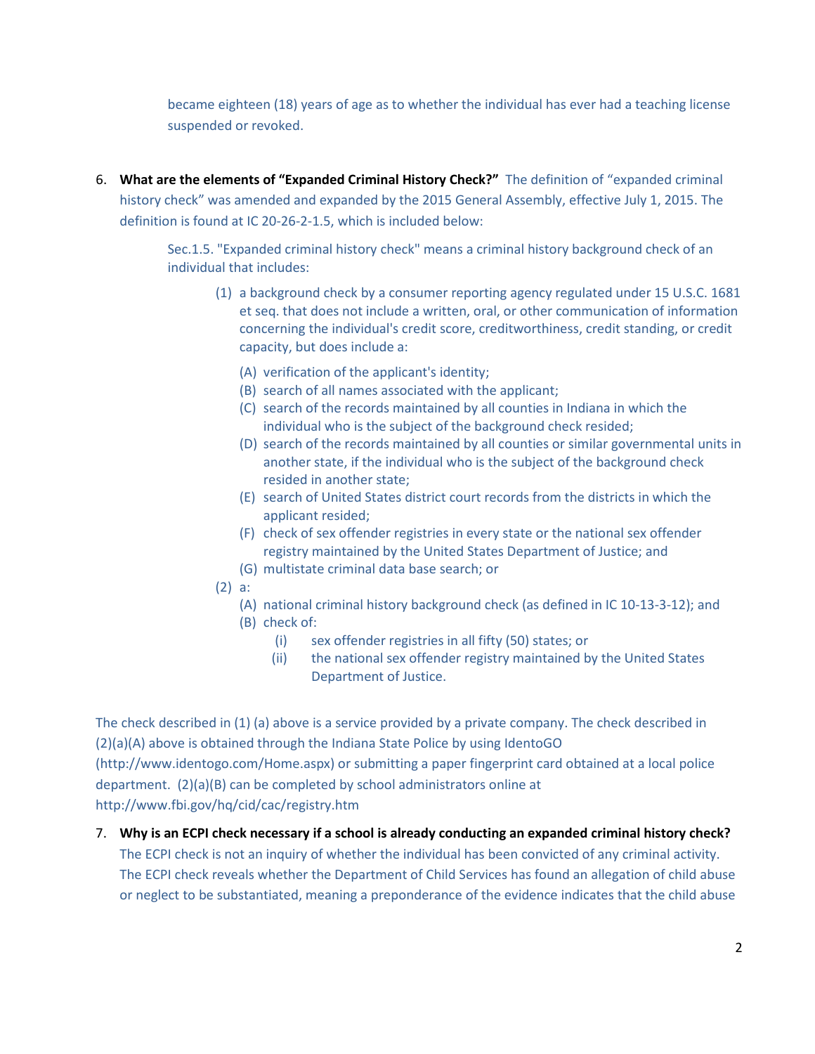became eighteen (18) years of age as to whether the individual has ever had a teaching license suspended or revoked.

6. **What are the elements of "Expanded Criminal History Check?"** The definition of "expanded criminal history check" was amended and expanded by the 2015 General Assembly, effective July 1, 2015. The definition is found at IC 20-26-2-1.5, which is included below:

   Sec.1.5. "Expanded criminal history check" means a criminal history background check of an individual that includes:

   (1) a background check by a consumer reporting agency regulated under 15 U.S.C. 1681 et seq. that does not include a written, oral, or other communication of information concerning the individual's credit score, creditworthiness, credit standing, or credit capacity, but does include a:
      - (A) verification of the applicant's identity;
      - (B) search of all names associated with the applicant;
      - (C) search of the records maintained by all counties in Indiana in which the individual who is the subject of the background check resided;
      - (D) search of the records maintained by all counties or similar governmental units in another state, if the individual who is the subject of the background check resided in another state;
      - (E) search of United States district court records from the districts in which the applicant resided;
      - (F) check of sex offender registries in every state or the national sex offender registry maintained by the United States Department of Justice; and
      - (G) multistate criminal data base search; or

   (2) a:
      - (A) national criminal history background check (as defined in IC 10-13-3-12); and
      - (B) check of:
        - (i) sex offender registries in all fifty (50) states; or
        - (ii) the national sex offender registry maintained by the United States Department of Justice.

The check described in (1) (a) above is a service provided by a private company. The check described in (2)(a)(A) above is obtained through the Indiana State Police by using IdentoGO (http://www.identogo.com/Home.aspx) or submitting a paper fingerprint card obtained at a local police department. (2)(a)(B) can be completed by school administrators online at http://www.fbi.gov/hq/cid/cac/registry.htm

7. **Why is an ECPI check necessary if a school is already conducting an expanded criminal history check?** The ECPI check is not an inquiry of whether the individual has been convicted of any criminal activity. The ECPI check reveals whether the Department of Child Services has found an allegation of child abuse or neglect to be substantiated, meaning a preponderance of the evidence indicates that the child abuse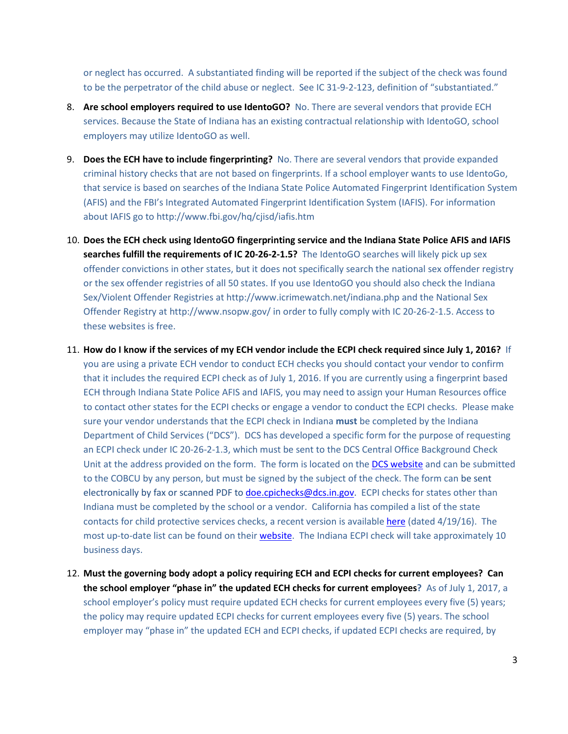or neglect has occurred. A substantiated finding will be reported if the subject of the check was found to be the perpetrator of the child abuse or neglect. See IC 31-9-2-123, definition of "substantiated."

8. **Are school employers required to use IdentoGO?** No. There are several vendors that provide ECH services. Because the State of Indiana has an existing contractual relationship with IdentoGO, school employers may utilize IdentoGO as well.

9. **Does the ECH have to include fingerprinting?** No. There are several vendors that provide expanded criminal history checks that are not based on fingerprints. If a school employer wants to use IdentoGo, that service is based on searches of the Indiana State Police Automated Fingerprint Identification System (AFIS) and the FBI's Integrated Automated Fingerprint Identification System (IAFIS). For information about IAFIS go to http://www.fbi.gov/hq/cjisd/iafis.htm

10. **Does the ECH check using IdentoGO fingerprinting service and the Indiana State Police AFIS and IAFIS searches fulfill the requirements of IC 20-26-2-1.5?** The IdentoGO searches will likely pick up sex offender convictions in other states, but it does not specifically search the national sex offender registry or the sex offender registries of all 50 states. If you use IdentoGO you should also check the Indiana Sex/Violent Offender Registries at http://www.icrimewatch.net/indiana.php and the National Sex Offender Registry at http://www.nsopw.gov/ in order to fully comply with IC 20-26-2-1.5. Access to these websites is free.

11. **How do I know if the services of my ECH vendor include the ECPI check required since July 1, 2016?** If you are using a private ECH vendor to conduct ECH checks you should contact your vendor to confirm that it includes the required ECPI check as of July 1, 2016. If you are currently using a fingerprint based ECH through Indiana State Police AFIS and IAFIS, you may need to assign your Human Resources office to contact other states for the ECPI checks or engage a vendor to conduct the ECPI checks. Please make sure your vendor understands that the ECPI check in Indiana **must** be completed by the Indiana Department of Child Services ("DCS"). DCS has developed a specific form for the purpose of requesting an ECPI check under IC 20-26-2-1.3, which must be sent to the DCS Central Office Background Check Unit at the address provided on the form. The form is located on the DCS website and can be submitted to the COBCU by any person, but must be signed by the subject of the check. The form can be sent electronically by fax or scanned PDF to doe.cpichecks@dcs.in.gov. ECPI checks for states other than Indiana must be completed by the school or a vendor. California has compiled a list of the state contacts for child protective services checks, a recent version is available here (dated 4/19/16). The most up-to-date list can be found on their website. The Indiana ECPI check will take approximately 10 business days.

12. **Must the governing body adopt a policy requiring ECH and ECPI checks for current employees? Can the school employer "phase in" the updated ECH checks for current employees?** As of July 1, 2017, a school employer's policy must require updated ECH checks for current employees every five (5) years; the policy may require updated ECPI checks for current employees every five (5) years. The school employer may "phase in" the updated ECH and ECPI checks, if updated ECPI checks are required, by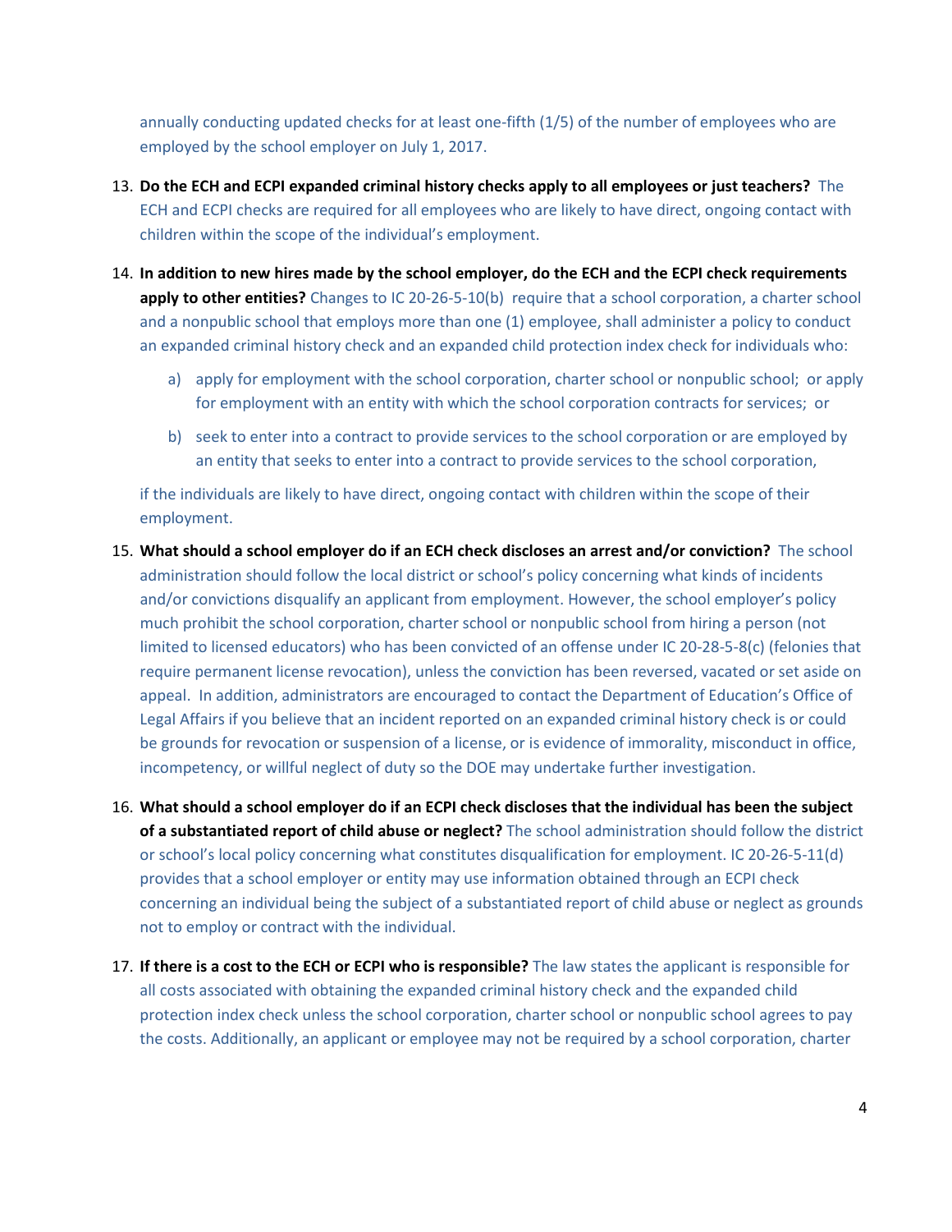annually conducting updated checks for at least one-fifth (1/5) of the number of employees who are employed by the school employer on July 1, 2017.

13. **Do the ECH and ECPI expanded criminal history checks apply to all employees or just teachers?** The ECH and ECPI checks are required for all employees who are likely to have direct, ongoing contact with children within the scope of the individual's employment.

14. **In addition to new hires made by the school employer, do the ECH and the ECPI check requirements apply to other entities?** Changes to IC 20-26-5-10(b) require that a school corporation, a charter school and a nonpublic school that employs more than one (1) employee, shall administer a policy to conduct an expanded criminal history check and an expanded child protection index check for individuals who:

    a) apply for employment with the school corporation, charter school or nonpublic school; or apply for employment with an entity with which the school corporation contracts for services; or

    b) seek to enter into a contract to provide services to the school corporation or are employed by an entity that seeks to enter into a contract to provide services to the school corporation,

    if the individuals are likely to have direct, ongoing contact with children within the scope of their employment.

15. **What should a school employer do if an ECH check discloses an arrest and/or conviction?** The school administration should follow the local district or school's policy concerning what kinds of incidents and/or convictions disqualify an applicant from employment. However, the school employer's policy much prohibit the school corporation, charter school or nonpublic school from hiring a person (not limited to licensed educators) who has been convicted of an offense under IC 20-28-5-8(c) (felonies that require permanent license revocation), unless the conviction has been reversed, vacated or set aside on appeal. In addition, administrators are encouraged to contact the Department of Education's Office of Legal Affairs if you believe that an incident reported on an expanded criminal history check is or could be grounds for revocation or suspension of a license, or is evidence of immorality, misconduct in office, incompetency, or willful neglect of duty so the DOE may undertake further investigation.

16. **What should a school employer do if an ECPI check discloses that the individual has been the subject of a substantiated report of child abuse or neglect?** The school administration should follow the district or school's local policy concerning what constitutes disqualification for employment. IC 20-26-5-11(d) provides that a school employer or entity may use information obtained through an ECPI check concerning an individual being the subject of a substantiated report of child abuse or neglect as grounds not to employ or contract with the individual.

17. **If there is a cost to the ECH or ECPI who is responsible?** The law states the applicant is responsible for all costs associated with obtaining the expanded criminal history check and the expanded child protection index check unless the school corporation, charter school or nonpublic school agrees to pay the costs. Additionally, an applicant or employee may not be required by a school corporation, charter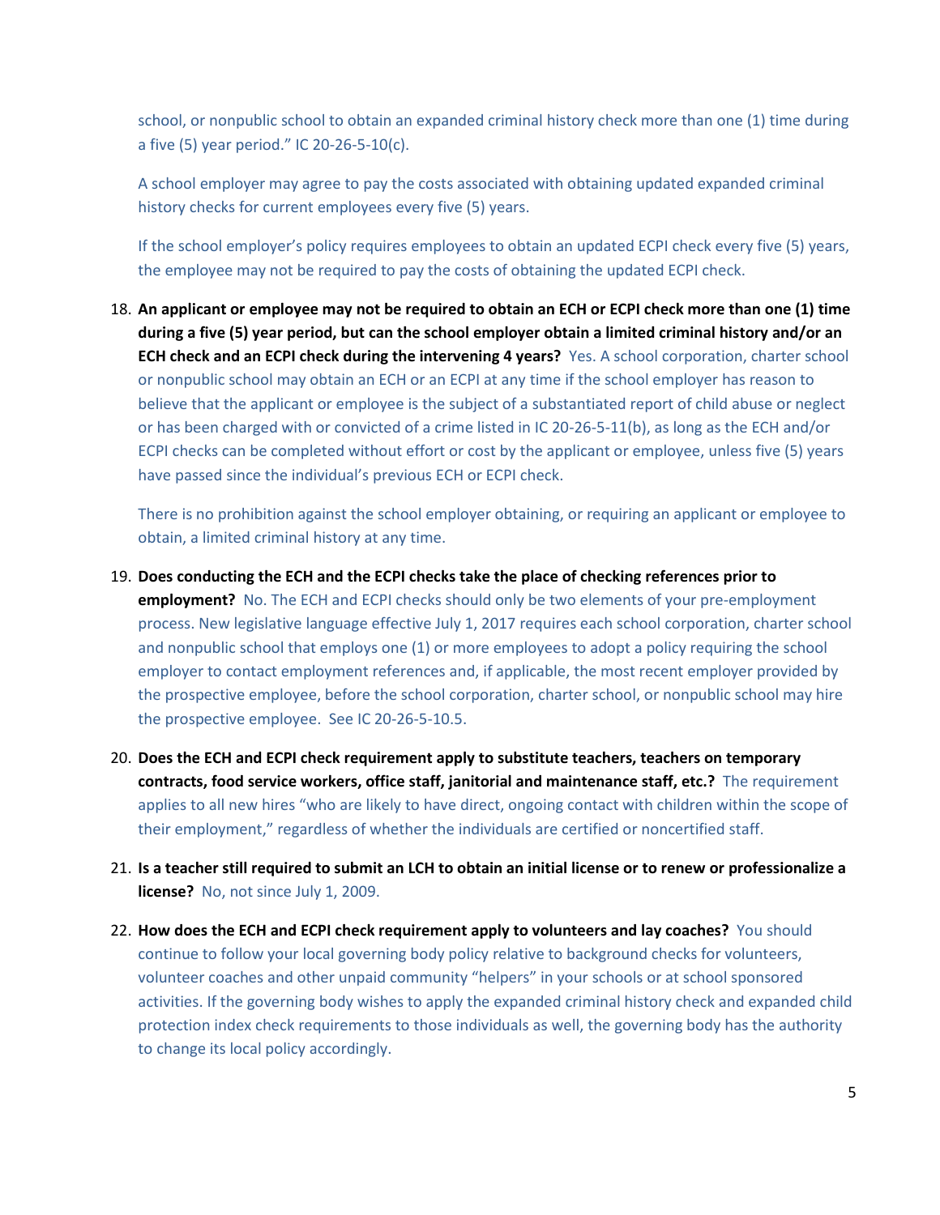school, or nonpublic school to obtain an expanded criminal history check more than one (1) time during a five (5) year period." IC 20-26-5-10(c).

A school employer may agree to pay the costs associated with obtaining updated expanded criminal history checks for current employees every five (5) years.

If the school employer's policy requires employees to obtain an updated ECPI check every five (5) years, the employee may not be required to pay the costs of obtaining the updated ECPI check.

18. **An applicant or employee may not be required to obtain an ECH or ECPI check more than one (1) time during a five (5) year period, but can the school employer obtain a limited criminal history and/or an ECH check and an ECPI check during the intervening 4 years?** Yes. A school corporation, charter school or nonpublic school may obtain an ECH or an ECPI at any time if the school employer has reason to believe that the applicant or employee is the subject of a substantiated report of child abuse or neglect or has been charged with or convicted of a crime listed in IC 20-26-5-11(b), as long as the ECH and/or ECPI checks can be completed without effort or cost by the applicant or employee, unless five (5) years have passed since the individual's previous ECH or ECPI check.

    There is no prohibition against the school employer obtaining, or requiring an applicant or employee to obtain, a limited criminal history at any time.

19. **Does conducting the ECH and the ECPI checks take the place of checking references prior to employment?** No. The ECH and ECPI checks should only be two elements of your pre-employment process. New legislative language effective July 1, 2017 requires each school corporation, charter school and nonpublic school that employs one (1) or more employees to adopt a policy requiring the school employer to contact employment references and, if applicable, the most recent employer provided by the prospective employee, before the school corporation, charter school, or nonpublic school may hire the prospective employee. See IC 20-26-5-10.5.

20. **Does the ECH and ECPI check requirement apply to substitute teachers, teachers on temporary contracts, food service workers, office staff, janitorial and maintenance staff, etc.?** The requirement applies to all new hires "who are likely to have direct, ongoing contact with children within the scope of their employment," regardless of whether the individuals are certified or noncertified staff.

21. **Is a teacher still required to submit an LCH to obtain an initial license or to renew or professionalize a license?** No, not since July 1, 2009.

22. **How does the ECH and ECPI check requirement apply to volunteers and lay coaches?** You should continue to follow your local governing body policy relative to background checks for volunteers, volunteer coaches and other unpaid community "helpers" in your schools or at school sponsored activities. If the governing body wishes to apply the expanded criminal history check and expanded child protection index check requirements to those individuals as well, the governing body has the authority to change its local policy accordingly.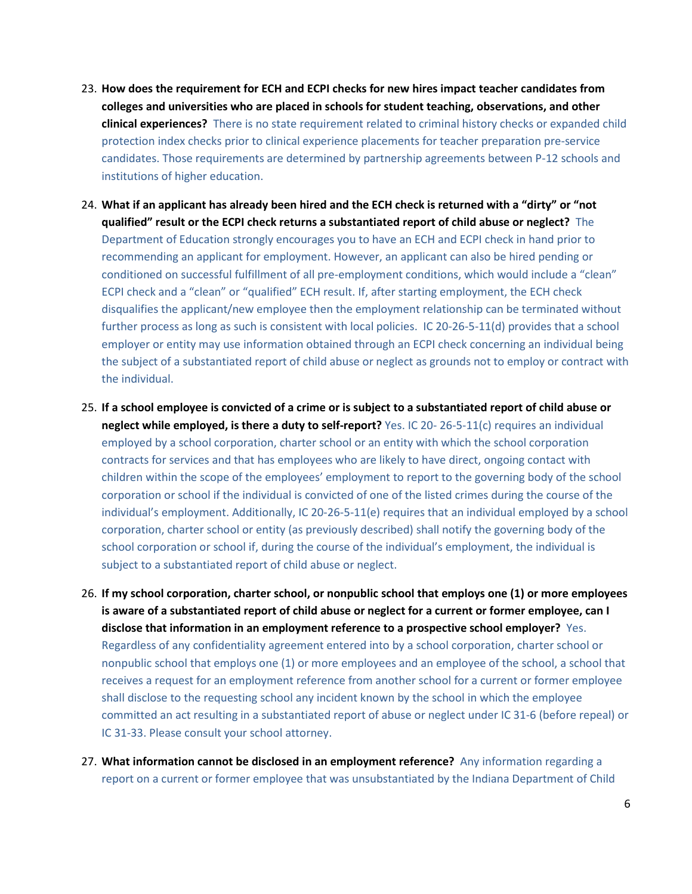23. **How does the requirement for ECH and ECPI checks for new hires impact teacher candidates from colleges and universities who are placed in schools for student teaching, observations, and other clinical experiences?** There is no state requirement related to criminal history checks or expanded child protection index checks prior to clinical experience placements for teacher preparation pre-service candidates. Those requirements are determined by partnership agreements between P-12 schools and institutions of higher education.

24. **What if an applicant has already been hired and the ECH check is returned with a "dirty" or "not qualified" result or the ECPI check returns a substantiated report of child abuse or neglect?** The Department of Education strongly encourages you to have an ECH and ECPI check in hand prior to recommending an applicant for employment. However, an applicant can also be hired pending or conditioned on successful fulfillment of all pre-employment conditions, which would include a "clean" ECPI check and a "clean" or "qualified" ECH result. If, after starting employment, the ECH check disqualifies the applicant/new employee then the employment relationship can be terminated without further process as long as such is consistent with local policies. IC 20-26-5-11(d) provides that a school employer or entity may use information obtained through an ECPI check concerning an individual being the subject of a substantiated report of child abuse or neglect as grounds not to employ or contract with the individual.

25. **If a school employee is convicted of a crime or is subject to a substantiated report of child abuse or neglect while employed, is there a duty to self-report?** Yes. IC 20- 26-5-11(c) requires an individual employed by a school corporation, charter school or an entity with which the school corporation contracts for services and that has employees who are likely to have direct, ongoing contact with children within the scope of the employees' employment to report to the governing body of the school corporation or school if the individual is convicted of one of the listed crimes during the course of the individual's employment. Additionally, IC 20-26-5-11(e) requires that an individual employed by a school corporation, charter school or entity (as previously described) shall notify the governing body of the school corporation or school if, during the course of the individual's employment, the individual is subject to a substantiated report of child abuse or neglect.

26. **If my school corporation, charter school, or nonpublic school that employs one (1) or more employees is aware of a substantiated report of child abuse or neglect for a current or former employee, can I disclose that information in an employment reference to a prospective school employer?** Yes. Regardless of any confidentiality agreement entered into by a school corporation, charter school or nonpublic school that employs one (1) or more employees and an employee of the school, a school that receives a request for an employment reference from another school for a current or former employee shall disclose to the requesting school any incident known by the school in which the employee committed an act resulting in a substantiated report of abuse or neglect under IC 31-6 (before repeal) or IC 31-33. Please consult your school attorney.

27. **What information cannot be disclosed in an employment reference?** Any information regarding a report on a current or former employee that was unsubstantiated by the Indiana Department of Child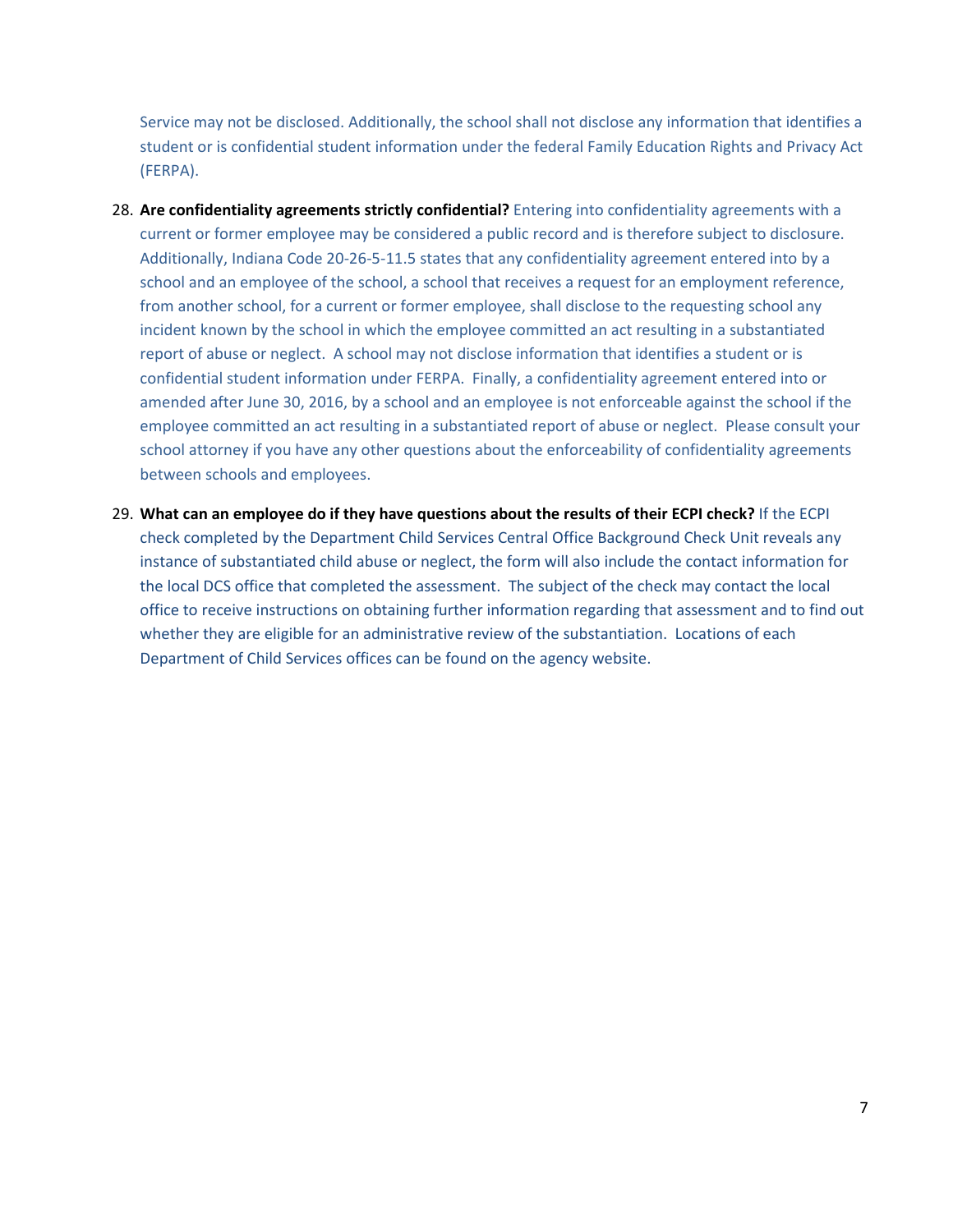Service may not be disclosed. Additionally, the school shall not disclose any information that identifies a student or is confidential student information under the federal Family Education Rights and Privacy Act (FERPA).

28. **Are confidentiality agreements strictly confidential?** Entering into confidentiality agreements with a current or former employee may be considered a public record and is therefore subject to disclosure. Additionally, Indiana Code 20-26-5-11.5 states that any confidentiality agreement entered into by a school and an employee of the school, a school that receives a request for an employment reference, from another school, for a current or former employee, shall disclose to the requesting school any incident known by the school in which the employee committed an act resulting in a substantiated report of abuse or neglect. A school may not disclose information that identifies a student or is confidential student information under FERPA. Finally, a confidentiality agreement entered into or amended after June 30, 2016, by a school and an employee is not enforceable against the school if the employee committed an act resulting in a substantiated report of abuse or neglect. Please consult your school attorney if you have any other questions about the enforceability of confidentiality agreements between schools and employees.

29. **What can an employee do if they have questions about the results of their ECPI check?** If the ECPI check completed by the Department Child Services Central Office Background Check Unit reveals any instance of substantiated child abuse or neglect, the form will also include the contact information for the local DCS office that completed the assessment. The subject of the check may contact the local office to receive instructions on obtaining further information regarding that assessment and to find out whether they are eligible for an administrative review of the substantiation. Locations of each Department of Child Services offices can be found on the agency website.